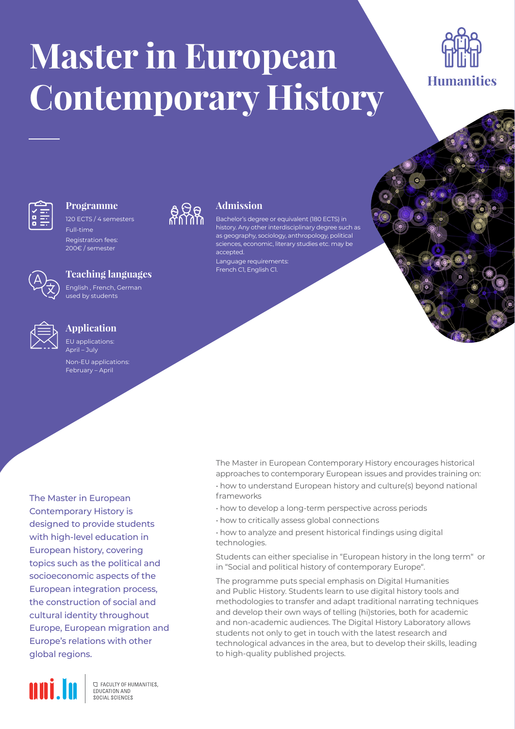# Master in European Contemporary History

Humanities

### Programme

120 ECTS / 4 semesters

Full-time

Registration fees: 200€ / semester

### Teaching languages

English , French, German used by students

### Application

EU applications: April – July

Non-EU applications: February – April

### Admission

Bachelor's degree or equivalent (180 ECTS) in history. Any other interdisciplinary degree such as as geography, sociology, anthropology, political sciences, economic, literary studies etc. may be accepted.

Language requirements: French C1, English C1.

The Master in European Contemporary History is designed to provide students with high-level education in European history, covering topics such as the political and socioeconomic aspects of the European integration process, the construction of social and cultural identity throughout Europe, European migration and Europe's relations with other global regions.

The Master in European Contemporary History encourages historical approaches to contemporary European issues and provides training on:

- how to understand European history and culture(s) beyond national frameworks
- how to develop a long-term perspective across periods
- how to critically assess global connections
- how to analyze and present historical findings using digital technologies.

Students can either specialise in "European history in the long term" or in "Social and political history of contemporary Europe".

The programme puts special emphasis on Digital Humanities and Public History. Students learn to use digital history tools and methodologies to transfer and adapt traditional narrating techniques and develop their own ways of telling (hi)stories, both for academic and non-academic audiences. The Digital History Laboratory allows students not only to get in touch with the latest research and technological advances in the area, but to develop their skills, leading to high-quality published projects.

uni.lu

FACULTY OF HUMANITIES, EDUCATION AND SOCIAL SCIENCES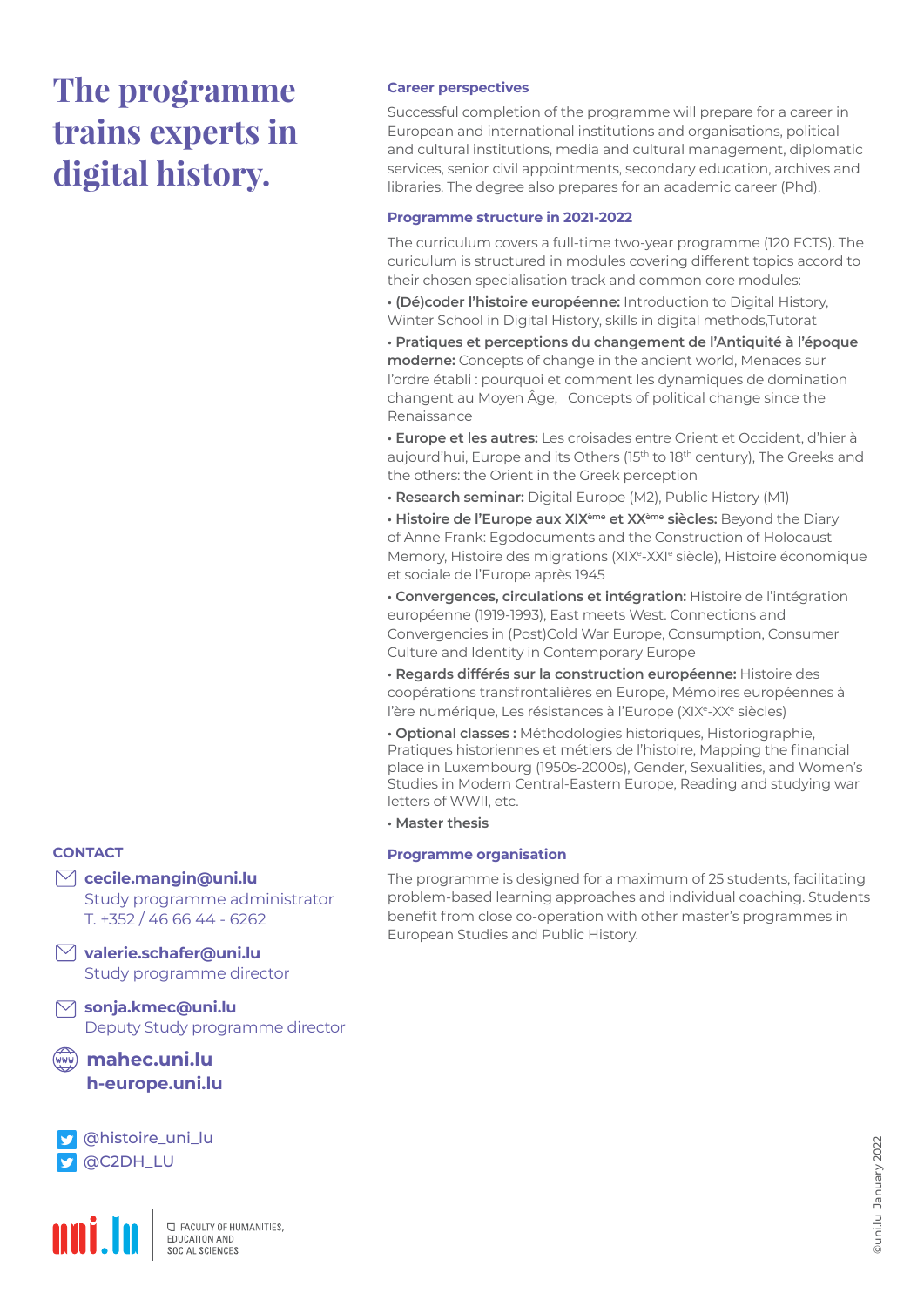# The programme trains experts in digital history.

### Career perspectives

Successful completion of the programme will prepare for a career in European and international institutions and organisations, political and cultural institutions, media and cultural management, diplomatic services, senior civil appointments, secondary education, archives and libraries. The degree also prepares for an academic career (Phd).

### Programme structure in 2021-2022

The curriculum covers a full-time two-year programme (120 ECTS). The curriculum is structured in modules covering different topics accord to their chosen specialisation track and common core modules:

- **(Dé)coder l'histoire européenne:** Introduction to Digital History, Winter School in Digital History, skills in digital methods,Tutorat
- **Pratiques et perceptions du changement de l'Antiquité à l'époque moderne:** Concepts of change in the ancient world, Menaces sur l'ordre établi : pourquoi et comment les dynamiques de domination changent au Moyen Âge, Concepts of political change since the Renaissance
- **Europe et les autres:** Les croisades entre Orient et Occident, d'hier à aujourd'hui, Europe and its Others (15th to 18th century), The Greeks and the others: the Orient in the Greek perception
- **Research seminar:** Digital Europe (M2), Public History (M1)
- **Histoire de l'Europe aux XIXème et XXème siècles:** Beyond the Diary of Anne Frank: Egodocuments and the Construction of Holocaust Memory, Histoire des migrations (XIXe-XXIe siècle), Histoire économique et sociale de l'Europe après 1945
- **Convergences, circulations et intégration:** Histoire de l'intégration européenne (1919-1993), East meets West. Connections and Convergencies in (Post)Cold War Europe, Consumption, Consumer Culture and Identity in Contemporary Europe
- **Regards différés sur la construction européenne:** Histoire des coopérations transfrontalières en Europe, Mémoires européennes à l'ère numérique, Les résistances à l'Europe (XIXe-XXe siècles)
- **Optional classes :** Méthodologies historiques, Historiographie, Pratiques historiennes et métiers de l'histoire, Mapping the financial place in Luxembourg (1950s-2000s), Gender, Sexualities, and Women's Studies in Modern Central-Eastern Europe, Reading and studying war letters of WWII, etc.
- **Master thesis**

### Programme organisation

The programme is designed for a maximum of 25 students, facilitating problem-based learning approaches and individual coaching. Students benefit from close co-operation with other master's programmes in European Studies and Public History.

### CONTACT

**cecile.mangin@uni.lu**
Study programme administrator
T. +352 / 46 66 44 - 6262

**valerie.schafer@uni.lu**
Study programme director

**sonja.kmec@uni.lu**
Deputy Study programme director

**mahec.uni.lu**
**h-europe.uni.lu**

@histoire_uni_lu
@C2DH_LU

uni.lu — FACULTY OF HUMANITIES, EDUCATION AND SOCIAL SCIENCES

©uni.lu January 2022